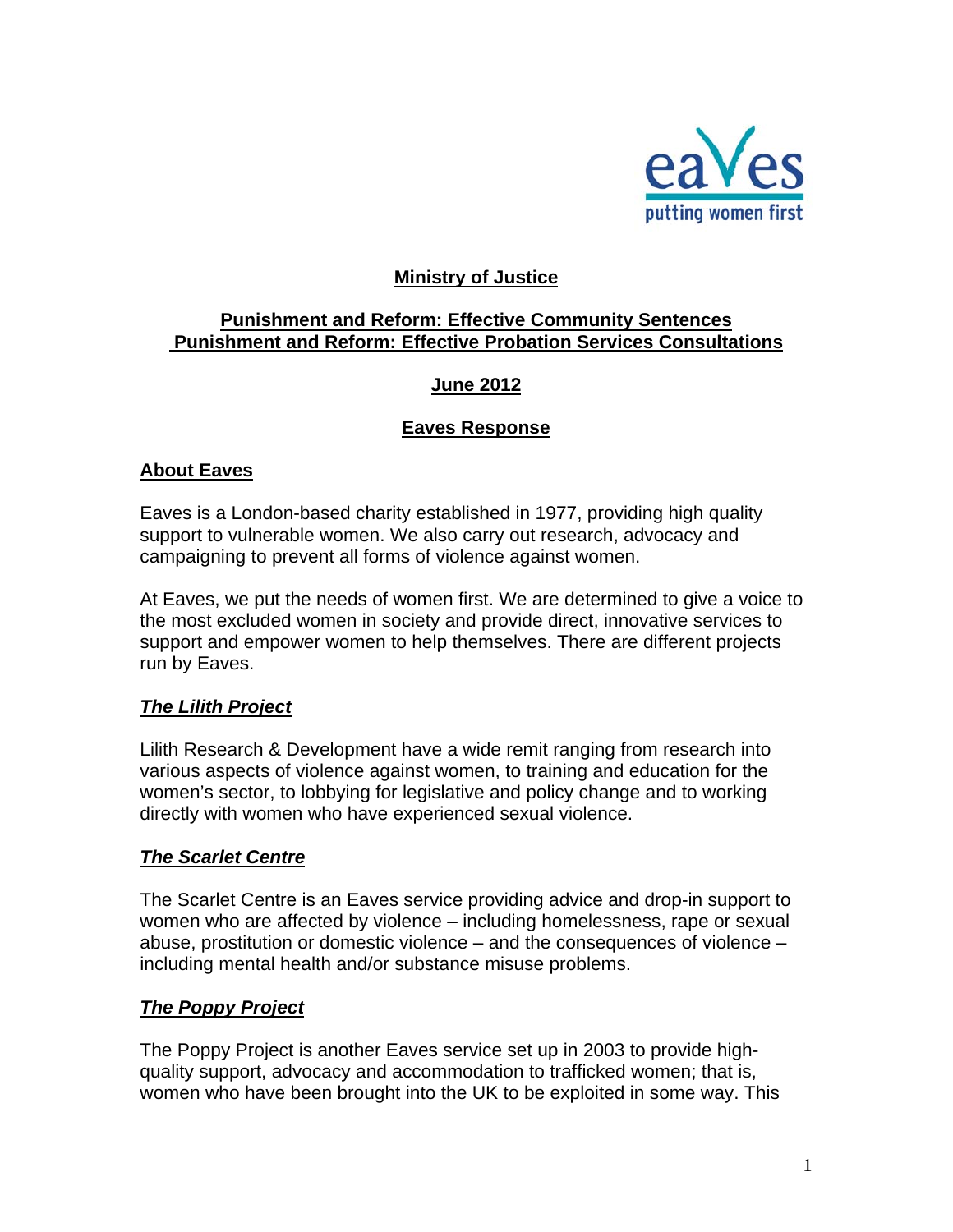**Ministry of Justice**

**Punishment and Reform: Effective Community Sentences**
**Punishment and Reform: Effective Probation Services Consultations**

**June 2012**

**Eaves Response**

## About Eaves

Eaves is a London-based charity established in 1977, providing high quality support to vulnerable women. We also carry out research, advocacy and campaigning to prevent all forms of violence against women.

At Eaves, we put the needs of women first. We are determined to give a voice to the most excluded women in society and provide direct, innovative services to support and empower women to help themselves. There are different projects run by Eaves.

### *The Lilith Project*

Lilith Research & Development have a wide remit ranging from research into various aspects of violence against women, to training and education for the women's sector, to lobbying for legislative and policy change and to working directly with women who have experienced sexual violence.

### *The Scarlet Centre*

The Scarlet Centre is an Eaves service providing advice and drop-in support to women who are affected by violence – including homelessness, rape or sexual abuse, prostitution or domestic violence – and the consequences of violence – including mental health and/or substance misuse problems.

### *The Poppy Project*

The Poppy Project is another Eaves service set up in 2003 to provide high-quality support, advocacy and accommodation to trafficked women; that is, women who have been brought into the UK to be exploited in some way. This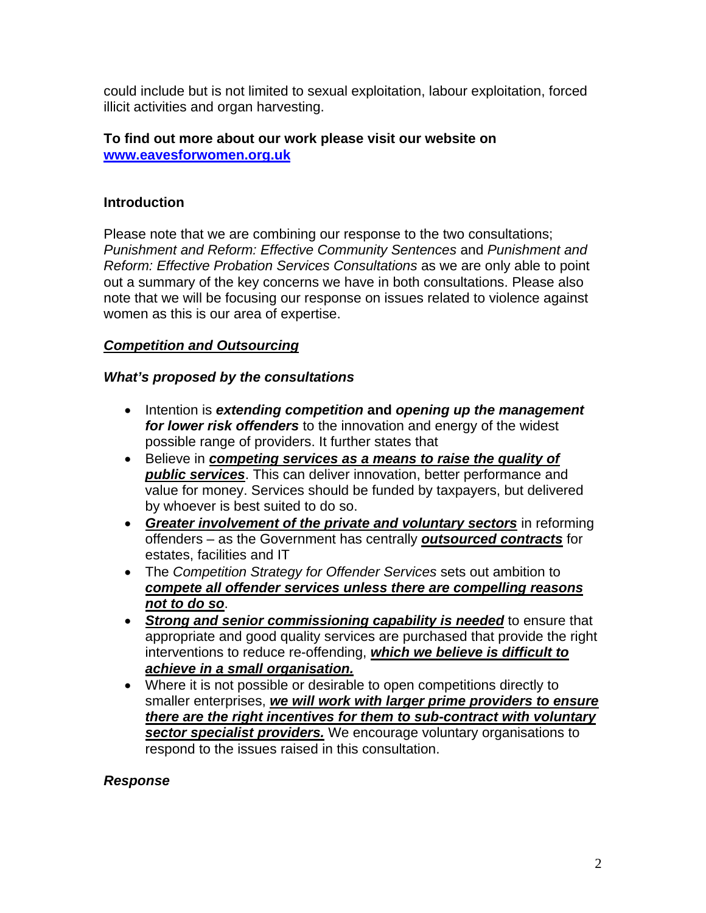could include but is not limited to sexual exploitation, labour exploitation, forced illicit activities and organ harvesting.

**To find out more about our work please visit our website on [www.eavesforwomen.org.uk](http://www.eavesforwomen.org.uk)**

**Introduction**

Please note that we are combining our response to the two consultations; *Punishment and Reform: Effective Community Sentences* and *Punishment and Reform: Effective Probation Services Consultations* as we are only able to point out a summary of the key concerns we have in both consultations. Please also note that we will be focusing our response on issues related to violence against women as this is our area of expertise.

***<u>Competition and Outsourcing</u>***

***What's proposed by the consultations***

- Intention is ***extending competition*** **and** ***opening up the management for lower risk offenders*** to the innovation and energy of the widest possible range of providers. It further states that
- Believe in ***<u>competing services as a means to raise the quality of public services</u>***. This can deliver innovation, better performance and value for money. Services should be funded by taxpayers, but delivered by whoever is best suited to do so.
- ***<u>Greater involvement of the private and voluntary sectors</u>*** in reforming offenders – as the Government has centrally ***<u>outsourced contracts</u>*** for estates, facilities and IT
- The *Competition Strategy for Offender Services* sets out ambition to ***<u>compete all offender services unless there are compelling reasons not to do so</u>***.
- ***<u>Strong and senior commissioning capability is needed</u>*** to ensure that appropriate and good quality services are purchased that provide the right interventions to reduce re-offending, ***<u>which we believe is difficult to achieve in a small organisation.</u>***
- Where it is not possible or desirable to open competitions directly to smaller enterprises, ***<u>we will work with larger prime providers to ensure there are the right incentives for them to sub-contract with voluntary sector specialist providers.</u>*** We encourage voluntary organisations to respond to the issues raised in this consultation.

***Response***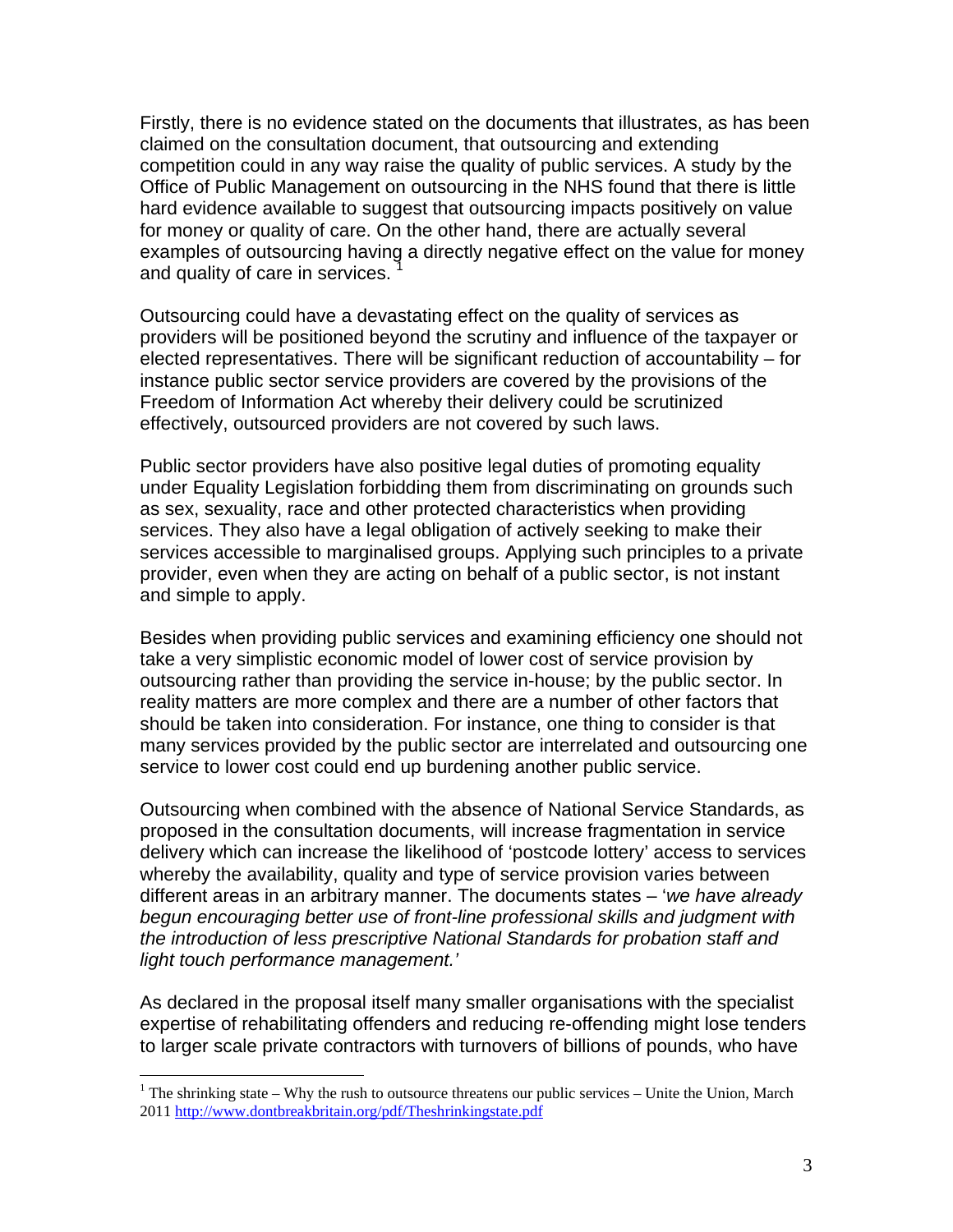Firstly, there is no evidence stated on the documents that illustrates, as has been claimed on the consultation document, that outsourcing and extending competition could in any way raise the quality of public services. A study by the Office of Public Management on outsourcing in the NHS found that there is little hard evidence available to suggest that outsourcing impacts positively on value for money or quality of care. On the other hand, there are actually several examples of outsourcing having a directly negative effect on the value for money and quality of care in services. [1]

Outsourcing could have a devastating effect on the quality of services as providers will be positioned beyond the scrutiny and influence of the taxpayer or elected representatives. There will be significant reduction of accountability – for instance public sector service providers are covered by the provisions of the Freedom of Information Act whereby their delivery could be scrutinized effectively, outsourced providers are not covered by such laws.

Public sector providers have also positive legal duties of promoting equality under Equality Legislation forbidding them from discriminating on grounds such as sex, sexuality, race and other protected characteristics when providing services. They also have a legal obligation of actively seeking to make their services accessible to marginalised groups. Applying such principles to a private provider, even when they are acting on behalf of a public sector, is not instant and simple to apply.

Besides when providing public services and examining efficiency one should not take a very simplistic economic model of lower cost of service provision by outsourcing rather than providing the service in-house; by the public sector. In reality matters are more complex and there are a number of other factors that should be taken into consideration. For instance, one thing to consider is that many services provided by the public sector are interrelated and outsourcing one service to lower cost could end up burdening another public service.

Outsourcing when combined with the absence of National Service Standards, as proposed in the consultation documents, will increase fragmentation in service delivery which can increase the likelihood of 'postcode lottery' access to services whereby the availability, quality and type of service provision varies between different areas in an arbitrary manner. The documents states – '*we have already begun encouraging better use of front-line professional skills and judgment with the introduction of less prescriptive National Standards for probation staff and light touch performance management.'*

As declared in the proposal itself many smaller organisations with the specialist expertise of rehabilitating offenders and reducing re-offending might lose tenders to larger scale private contractors with turnovers of billions of pounds, who have

---

[1] The shrinking state – Why the rush to outsource threatens our public services – Unite the Union, March 2011 http://www.dontbreakbritain.org/pdf/Theshrinkingstate.pdf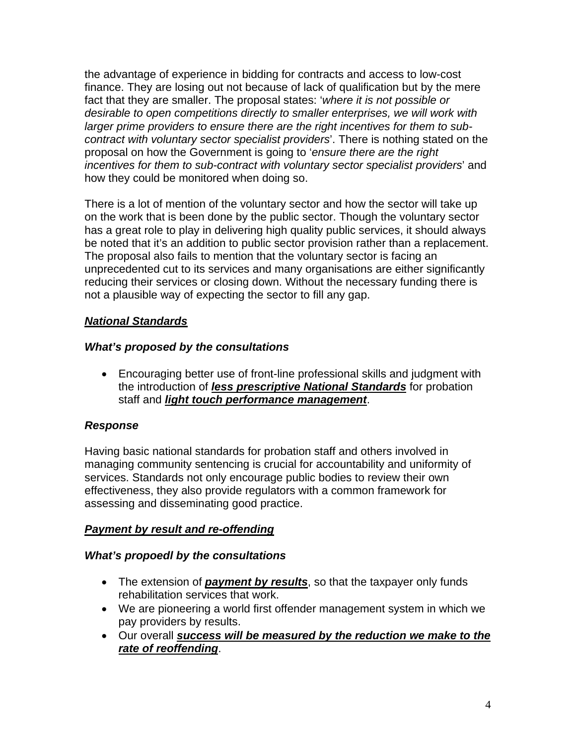the advantage of experience in bidding for contracts and access to low-cost finance. They are losing out not because of lack of qualification but by the mere fact that they are smaller. The proposal states: '*where it is not possible or desirable to open competitions directly to smaller enterprises, we will work with larger prime providers to ensure there are the right incentives for them to sub-contract with voluntary sector specialist providers*'. There is nothing stated on the proposal on how the Government is going to '*ensure there are the right incentives for them to sub-contract with voluntary sector specialist providers*' and how they could be monitored when doing so.

There is a lot of mention of the voluntary sector and how the sector will take up on the work that is been done by the public sector. Though the voluntary sector has a great role to play in delivering high quality public services, it should always be noted that it's an addition to public sector provision rather than a replacement. The proposal also fails to mention that the voluntary sector is facing an unprecedented cut to its services and many organisations are either significantly reducing their services or closing down. Without the necessary funding there is not a plausible way of expecting the sector to fill any gap.

## ***National Standards***

### ***What's proposed by the consultations***

- Encouraging better use of front-line professional skills and judgment with the introduction of ***less prescriptive National Standards*** for probation staff and ***light touch performance management***.

### ***Response***

Having basic national standards for probation staff and others involved in managing community sentencing is crucial for accountability and uniformity of services. Standards not only encourage public bodies to review their own effectiveness, they also provide regulators with a common framework for assessing and disseminating good practice.

## ***Payment by result and re-offending***

### ***What's propoedl by the consultations***

- The extension of ***payment by results***, so that the taxpayer only funds rehabilitation services that work.
- We are pioneering a world first offender management system in which we pay providers by results.
- Our overall ***success will be measured by the reduction we make to the rate of reoffending***.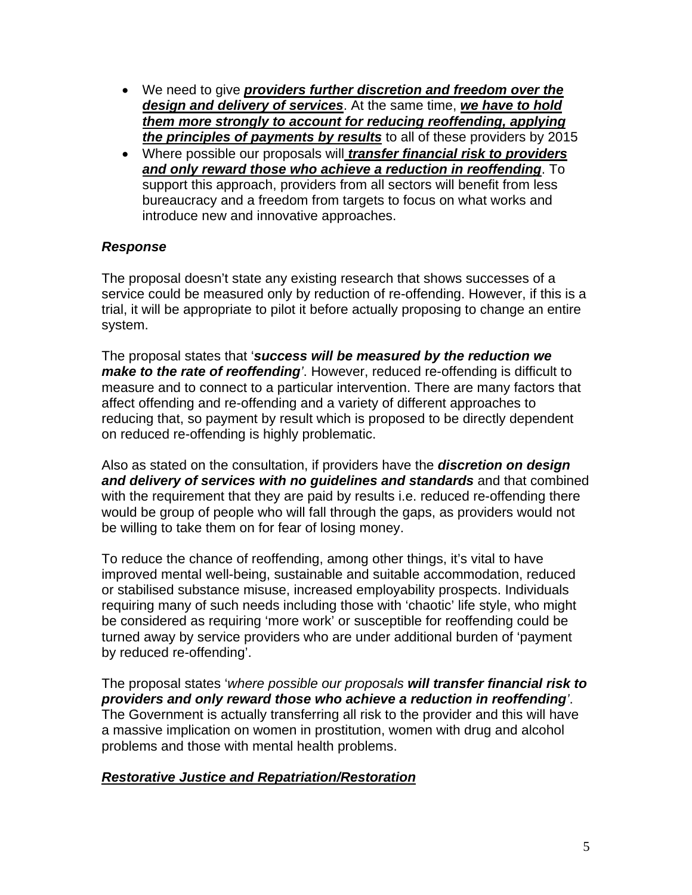- We need to give ***providers further discretion and freedom over the design and delivery of services***. At the same time, ***we have to hold them more strongly to account for reducing reoffending, applying the principles of payments by results*** to all of these providers by 2015
- Where possible our proposals will ***transfer financial risk to providers and only reward those who achieve a reduction in reoffending***. To support this approach, providers from all sectors will benefit from less bureaucracy and a freedom from targets to focus on what works and introduce new and innovative approaches.

***Response***

The proposal doesn't state any existing research that shows successes of a service could be measured only by reduction of re-offending. However, if this is a trial, it will be appropriate to pilot it before actually proposing to change an entire system.

The proposal states that '***success will be measured by the reduction we make to the rate of reoffending***'. However, reduced re-offending is difficult to measure and to connect to a particular intervention. There are many factors that affect offending and re-offending and a variety of different approaches to reducing that, so payment by result which is proposed to be directly dependent on reduced re-offending is highly problematic.

Also as stated on the consultation, if providers have the ***discretion on design and delivery of services with no guidelines and standards*** and that combined with the requirement that they are paid by results i.e. reduced re-offending there would be group of people who will fall through the gaps, as providers would not be willing to take them on for fear of losing money.

To reduce the chance of reoffending, among other things, it's vital to have improved mental well-being, sustainable and suitable accommodation, reduced or stabilised substance misuse, increased employability prospects. Individuals requiring many of such needs including those with 'chaotic' life style, who might be considered as requiring 'more work' or susceptible for reoffending could be turned away by service providers who are under additional burden of 'payment by reduced re-offending'.

The proposal states '*where possible our proposals* ***will transfer financial risk to providers and only reward those who achieve a reduction in reoffending***'. The Government is actually transferring all risk to the provider and this will have a massive implication on women in prostitution, women with drug and alcohol problems and those with mental health problems.

***Restorative Justice and Repatriation/Restoration***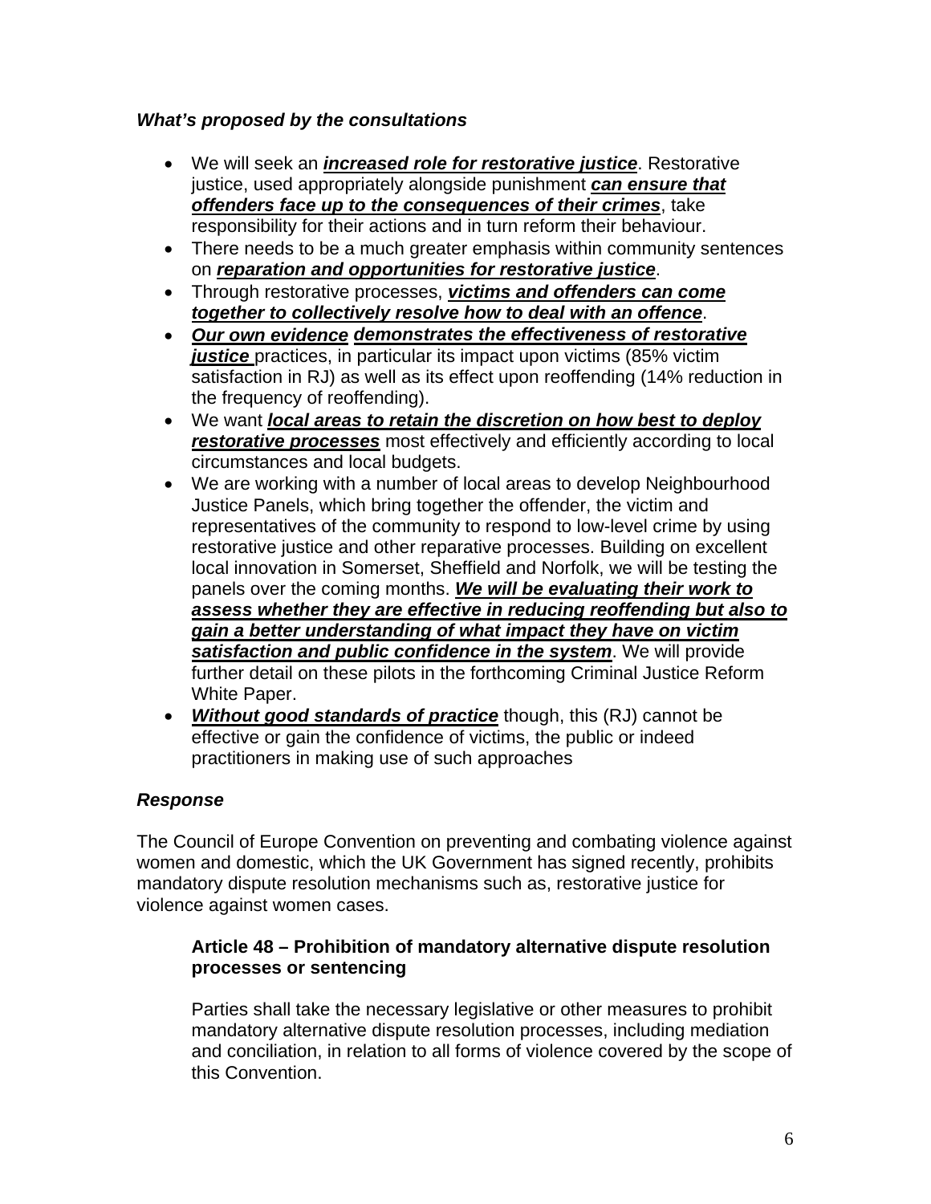***What's proposed by the consultations***

- We will seek an ***increased role for restorative justice***. Restorative justice, used appropriately alongside punishment ***can ensure that offenders face up to the consequences of their crimes***, take responsibility for their actions and in turn reform their behaviour.
- There needs to be a much greater emphasis within community sentences on ***reparation and opportunities for restorative justice***.
- Through restorative processes, ***victims and offenders can come together to collectively resolve how to deal with an offence***.
- ***Our own evidence demonstrates the effectiveness of restorative justice*** practices, in particular its impact upon victims (85% victim satisfaction in RJ) as well as its effect upon reoffending (14% reduction in the frequency of reoffending).
- We want ***local areas to retain the discretion on how best to deploy restorative processes*** most effectively and efficiently according to local circumstances and local budgets.
- We are working with a number of local areas to develop Neighbourhood Justice Panels, which bring together the offender, the victim and representatives of the community to respond to low-level crime by using restorative justice and other reparative processes. Building on excellent local innovation in Somerset, Sheffield and Norfolk, we will be testing the panels over the coming months. ***We will be evaluating their work to assess whether they are effective in reducing reoffending but also to gain a better understanding of what impact they have on victim satisfaction and public confidence in the system***. We will provide further detail on these pilots in the forthcoming Criminal Justice Reform White Paper.
- ***Without good standards of practice*** though, this (RJ) cannot be effective or gain the confidence of victims, the public or indeed practitioners in making use of such approaches

***Response***

The Council of Europe Convention on preventing and combating violence against women and domestic, which the UK Government has signed recently, prohibits mandatory dispute resolution mechanisms such as, restorative justice for violence against women cases.

> **Article 48 – Prohibition of mandatory alternative dispute resolution processes or sentencing**
>
> Parties shall take the necessary legislative or other measures to prohibit mandatory alternative dispute resolution processes, including mediation and conciliation, in relation to all forms of violence covered by the scope of this Convention.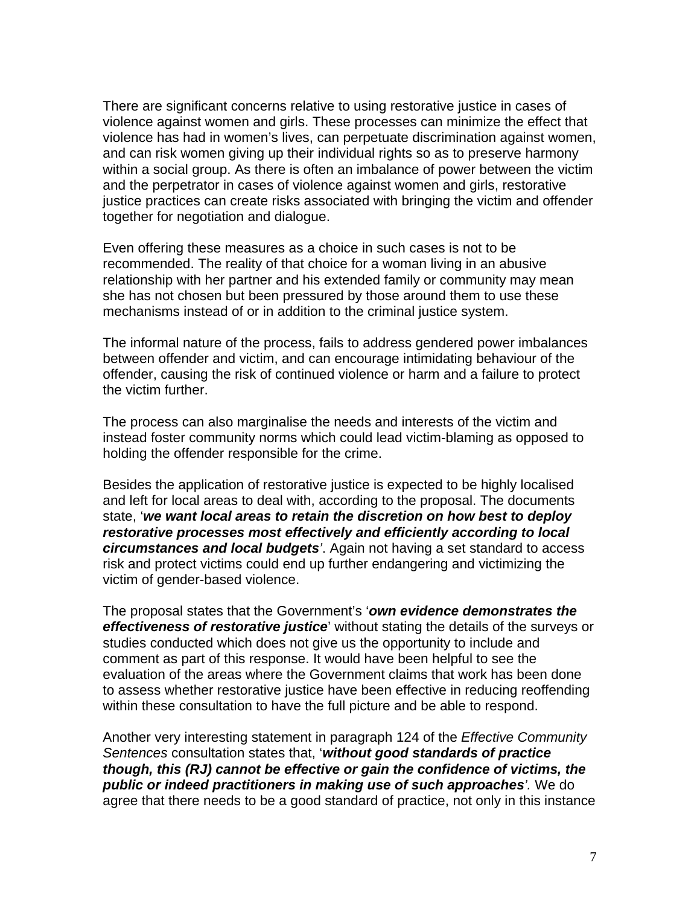There are significant concerns relative to using restorative justice in cases of violence against women and girls. These processes can minimize the effect that violence has had in women's lives, can perpetuate discrimination against women, and can risk women giving up their individual rights so as to preserve harmony within a social group. As there is often an imbalance of power between the victim and the perpetrator in cases of violence against women and girls, restorative justice practices can create risks associated with bringing the victim and offender together for negotiation and dialogue.

Even offering these measures as a choice in such cases is not to be recommended. The reality of that choice for a woman living in an abusive relationship with her partner and his extended family or community may mean she has not chosen but been pressured by those around them to use these mechanisms instead of or in addition to the criminal justice system.

The informal nature of the process, fails to address gendered power imbalances between offender and victim, and can encourage intimidating behaviour of the offender, causing the risk of continued violence or harm and a failure to protect the victim further.

The process can also marginalise the needs and interests of the victim and instead foster community norms which could lead victim-blaming as opposed to holding the offender responsible for the crime.

Besides the application of restorative justice is expected to be highly localised and left for local areas to deal with, according to the proposal. The documents state, '***we want local areas to retain the discretion on how best to deploy restorative processes most effectively and efficiently according to local circumstances and local budgets***'. Again not having a set standard to access risk and protect victims could end up further endangering and victimizing the victim of gender-based violence.

The proposal states that the Government's '***own evidence demonstrates the effectiveness of restorative justice***' without stating the details of the surveys or studies conducted which does not give us the opportunity to include and comment as part of this response. It would have been helpful to see the evaluation of the areas where the Government claims that work has been done to assess whether restorative justice have been effective in reducing reoffending within these consultation to have the full picture and be able to respond.

Another very interesting statement in paragraph 124 of the *Effective Community Sentences* consultation states that, '***without good standards of practice though, this (RJ) cannot be effective or gain the confidence of victims, the public or indeed practitioners in making use of such approaches***'*.* We do agree that there needs to be a good standard of practice, not only in this instance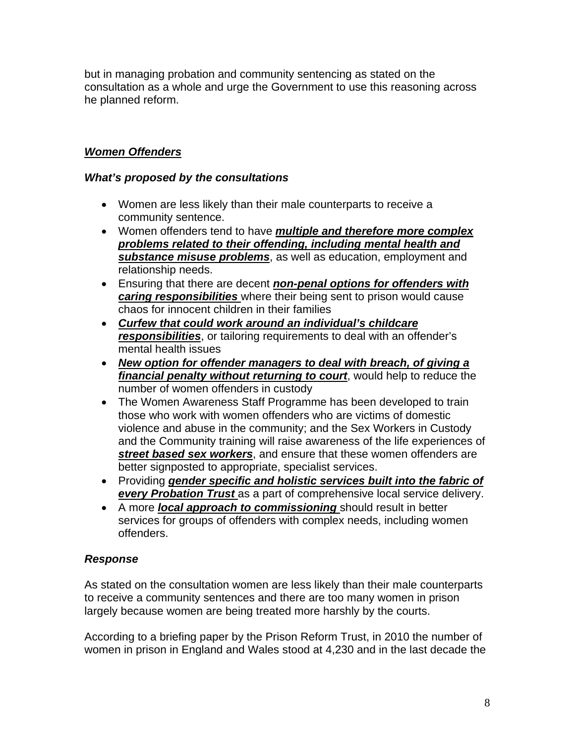but in managing probation and community sentencing as stated on the consultation as a whole and urge the Government to use this reasoning across he planned reform.

***<u>Women Offenders</u>***

***What's proposed by the consultations***

- Women are less likely than their male counterparts to receive a community sentence.
- Women offenders tend to have ***<u>multiple and therefore more complex problems related to their offending, including mental health and substance misuse problems</u>***, as well as education, employment and relationship needs.
- Ensuring that there are decent ***<u>non-penal options for offenders with caring responsibilities</u>*** where their being sent to prison would cause chaos for innocent children in their families
- ***<u>Curfew that could work around an individual's childcare responsibilities</u>***, or tailoring requirements to deal with an offender's mental health issues
- ***<u>New option for offender managers to deal with breach, of giving a financial penalty without returning to court</u>***, would help to reduce the number of women offenders in custody
- The Women Awareness Staff Programme has been developed to train those who work with women offenders who are victims of domestic violence and abuse in the community; and the Sex Workers in Custody and the Community training will raise awareness of the life experiences of ***<u>street based sex workers</u>***, and ensure that these women offenders are better signposted to appropriate, specialist services.
- Providing ***<u>gender specific and holistic services built into the fabric of every Probation Trust</u>*** as a part of comprehensive local service delivery.
- A more ***<u>local approach to commissioning</u>*** should result in better services for groups of offenders with complex needs, including women offenders.

***Response***

As stated on the consultation women are less likely than their male counterparts to receive a community sentences and there are too many women in prison largely because women are being treated more harshly by the courts.

According to a briefing paper by the Prison Reform Trust, in 2010 the number of women in prison in England and Wales stood at 4,230 and in the last decade the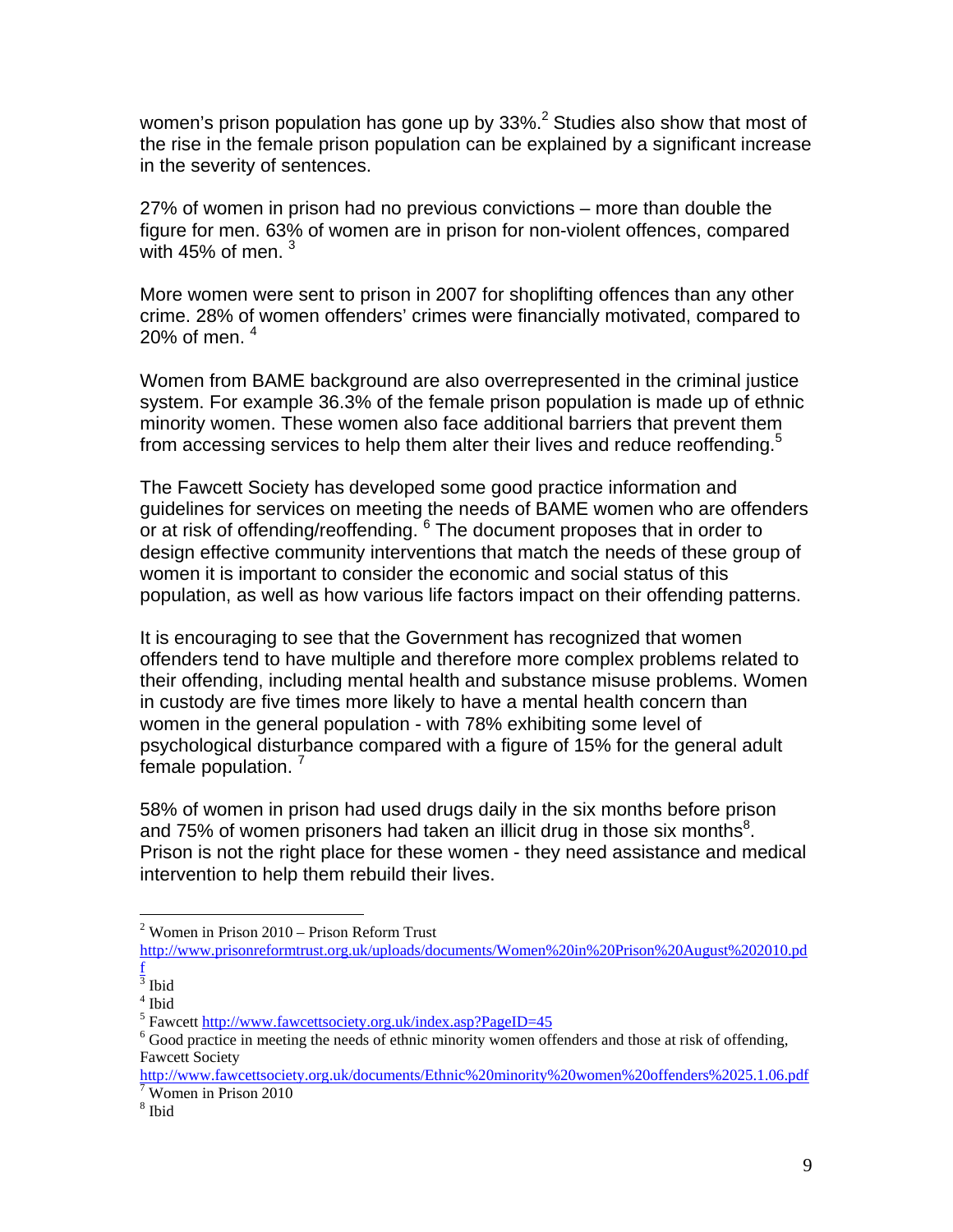women's prison population has gone up by 33%.[2] Studies also show that most of the rise in the female prison population can be explained by a significant increase in the severity of sentences.

27% of women in prison had no previous convictions – more than double the figure for men. 63% of women are in prison for non-violent offences, compared with 45% of men. [3]

More women were sent to prison in 2007 for shoplifting offences than any other crime. 28% of women offenders' crimes were financially motivated, compared to 20% of men. [4]

Women from BAME background are also overrepresented in the criminal justice system. For example 36.3% of the female prison population is made up of ethnic minority women. These women also face additional barriers that prevent them from accessing services to help them alter their lives and reduce reoffending.[5]

The Fawcett Society has developed some good practice information and guidelines for services on meeting the needs of BAME women who are offenders or at risk of offending/reoffending. [6] The document proposes that in order to design effective community interventions that match the needs of these group of women it is important to consider the economic and social status of this population, as well as how various life factors impact on their offending patterns.

It is encouraging to see that the Government has recognized that women offenders tend to have multiple and therefore more complex problems related to their offending, including mental health and substance misuse problems. Women in custody are five times more likely to have a mental health concern than women in the general population - with 78% exhibiting some level of psychological disturbance compared with a figure of 15% for the general adult female population. [7]

58% of women in prison had used drugs daily in the six months before prison and 75% of women prisoners had taken an illicit drug in those six months[8]. Prison is not the right place for these women - they need assistance and medical intervention to help them rebuild their lives.

---

[2] Women in Prison 2010 – Prison Reform Trust http://www.prisonreformtrust.org.uk/uploads/documents/Women%20in%20Prison%20August%202010.pdf

[3] Ibid

[4] Ibid

[5] Fawcett http://www.fawcettsociety.org.uk/index.asp?PageID=45

[6] Good practice in meeting the needs of ethnic minority women offenders and those at risk of offending, Fawcett Society http://www.fawcettsociety.org.uk/documents/Ethnic%20minority%20women%20offenders%2025.1.06.pdf

[7] Women in Prison 2010

[8] Ibid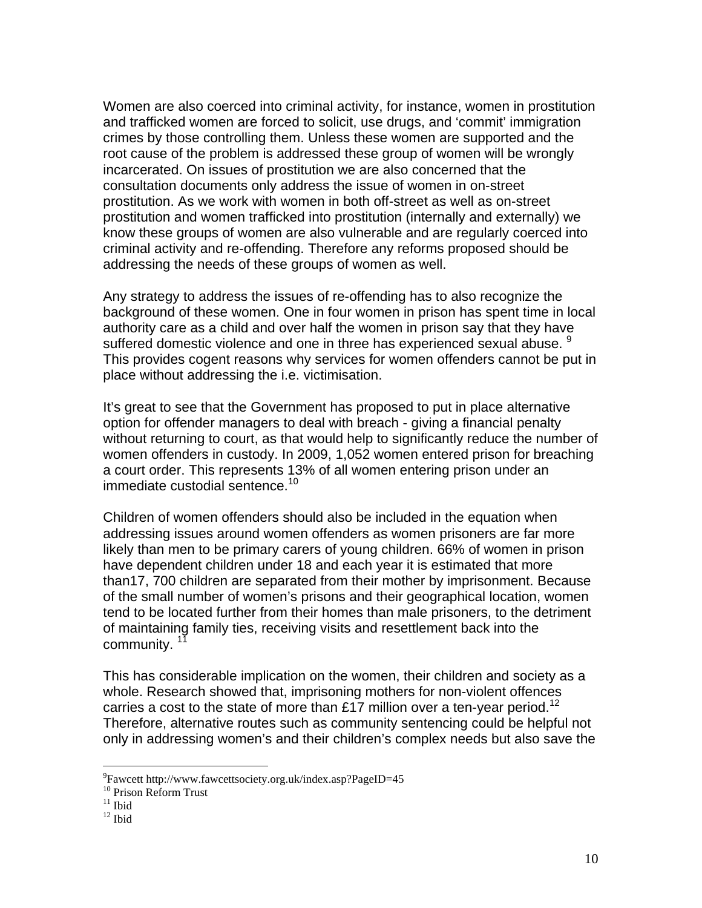Women are also coerced into criminal activity, for instance, women in prostitution and trafficked women are forced to solicit, use drugs, and 'commit' immigration crimes by those controlling them. Unless these women are supported and the root cause of the problem is addressed these group of women will be wrongly incarcerated. On issues of prostitution we are also concerned that the consultation documents only address the issue of women in on-street prostitution. As we work with women in both off-street as well as on-street prostitution and women trafficked into prostitution (internally and externally) we know these groups of women are also vulnerable and are regularly coerced into criminal activity and re-offending. Therefore any reforms proposed should be addressing the needs of these groups of women as well.

Any strategy to address the issues of re-offending has to also recognize the background of these women. One in four women in prison has spent time in local authority care as a child and over half the women in prison say that they have suffered domestic violence and one in three has experienced sexual abuse. [9] This provides cogent reasons why services for women offenders cannot be put in place without addressing the i.e. victimisation.

It's great to see that the Government has proposed to put in place alternative option for offender managers to deal with breach - giving a financial penalty without returning to court, as that would help to significantly reduce the number of women offenders in custody. In 2009, 1,052 women entered prison for breaching a court order. This represents 13% of all women entering prison under an immediate custodial sentence.[10]

Children of women offenders should also be included in the equation when addressing issues around women offenders as women prisoners are far more likely than men to be primary carers of young children. 66% of women in prison have dependent children under 18 and each year it is estimated that more than17, 700 children are separated from their mother by imprisonment. Because of the small number of women's prisons and their geographical location, women tend to be located further from their homes than male prisoners, to the detriment of maintaining family ties, receiving visits and resettlement back into the community. [11]

This has considerable implication on the women, their children and society as a whole. Research showed that, imprisoning mothers for non-violent offences carries a cost to the state of more than £17 million over a ten-year period.[12] Therefore, alternative routes such as community sentencing could be helpful not only in addressing women's and their children's complex needs but also save the

---

[9] Fawcett http://www.fawcettsociety.org.uk/index.asp?PageID=45
[10] Prison Reform Trust
[11] Ibid
[12] Ibid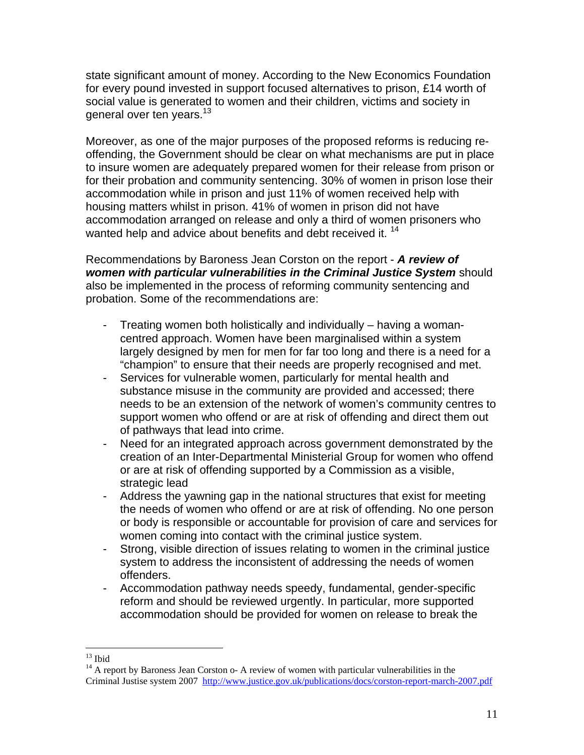state significant amount of money. According to the New Economics Foundation for every pound invested in support focused alternatives to prison, £14 worth of social value is generated to women and their children, victims and society in general over ten years.[13]

Moreover, as one of the major purposes of the proposed reforms is reducing re-offending, the Government should be clear on what mechanisms are put in place to insure women are adequately prepared women for their release from prison or for their probation and community sentencing. 30% of women in prison lose their accommodation while in prison and just 11% of women received help with housing matters whilst in prison. 41% of women in prison did not have accommodation arranged on release and only a third of women prisoners who wanted help and advice about benefits and debt received it. [14]

Recommendations by Baroness Jean Corston on the report - ***A review of women with particular vulnerabilities in the Criminal Justice System*** should also be implemented in the process of reforming community sentencing and probation. Some of the recommendations are:

- Treating women both holistically and individually – having a woman-centred approach. Women have been marginalised within a system largely designed by men for men for far too long and there is a need for a "champion" to ensure that their needs are properly recognised and met.
- Services for vulnerable women, particularly for mental health and substance misuse in the community are provided and accessed; there needs to be an extension of the network of women's community centres to support women who offend or are at risk of offending and direct them out of pathways that lead into crime.
- Need for an integrated approach across government demonstrated by the creation of an Inter-Departmental Ministerial Group for women who offend or are at risk of offending supported by a Commission as a visible, strategic lead
- Address the yawning gap in the national structures that exist for meeting the needs of women who offend or are at risk of offending. No one person or body is responsible or accountable for provision of care and services for women coming into contact with the criminal justice system.
- Strong, visible direction of issues relating to women in the criminal justice system to address the inconsistent of addressing the needs of women offenders.
- Accommodation pathway needs speedy, fundamental, gender-specific reform and should be reviewed urgently. In particular, more supported accommodation should be provided for women on release to break the

[13] Ibid

[14] A report by Baroness Jean Corston o- A review of women with particular vulnerabilities in the Criminal Justise system 2007 http://www.justice.gov.uk/publications/docs/corston-report-march-2007.pdf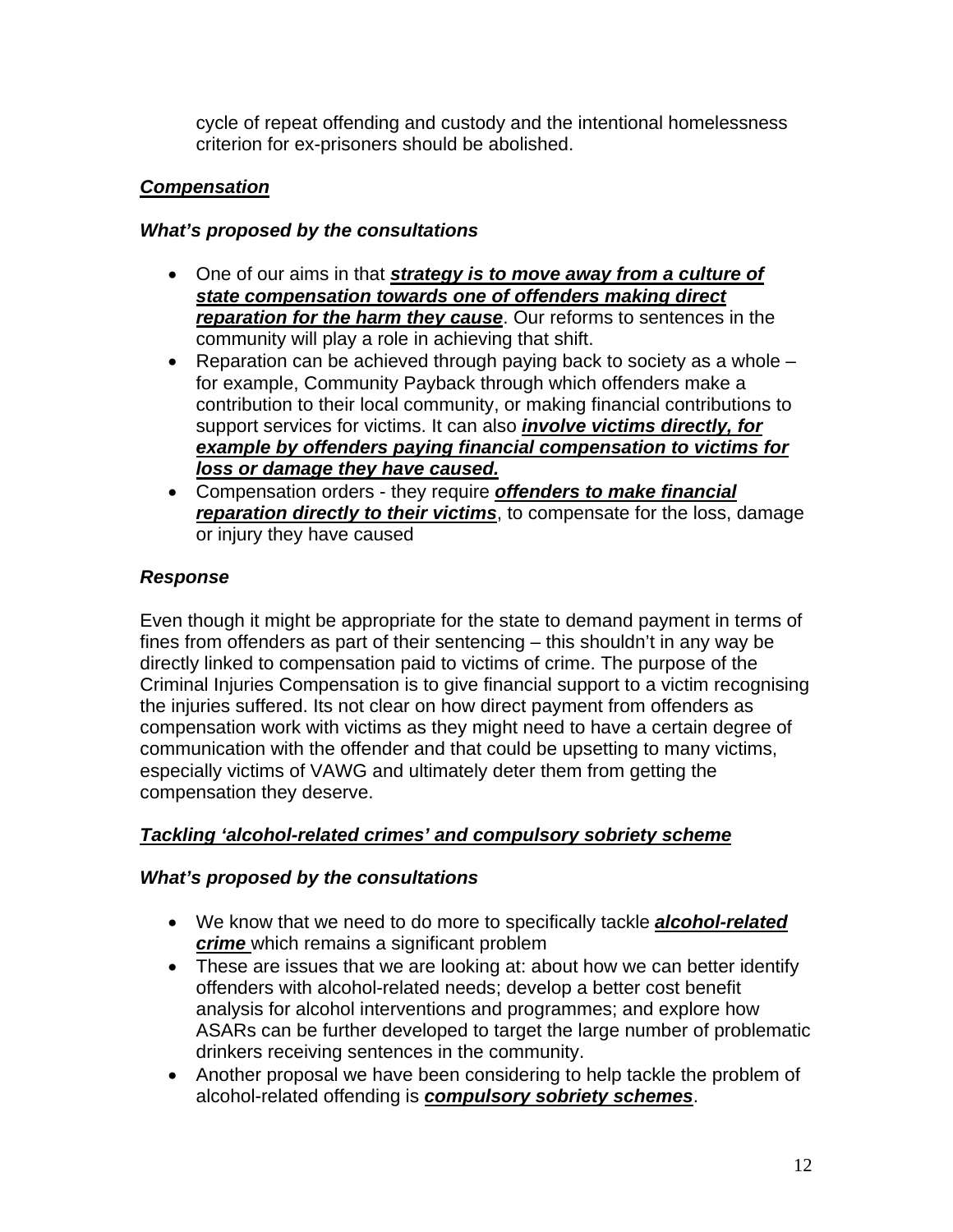cycle of repeat offending and custody and the intentional homelessness criterion for ex-prisoners should be abolished.

***<u>Compensation</u>***

***What's proposed by the consultations***

- One of our aims in that ***<u>strategy is to move away from a culture of state compensation towards one of offenders making direct reparation for the harm they cause</u>***. Our reforms to sentences in the community will play a role in achieving that shift.
- Reparation can be achieved through paying back to society as a whole – for example, Community Payback through which offenders make a contribution to their local community, or making financial contributions to support services for victims. It can also ***<u>involve victims directly, for example by offenders paying financial compensation to victims for loss or damage they have caused.</u>***
- Compensation orders - they require ***<u>offenders to make financial reparation directly to their victims</u>***, to compensate for the loss, damage or injury they have caused

***Response***

Even though it might be appropriate for the state to demand payment in terms of fines from offenders as part of their sentencing – this shouldn't in any way be directly linked to compensation paid to victims of crime. The purpose of the Criminal Injuries Compensation is to give financial support to a victim recognising the injuries suffered. Its not clear on how direct payment from offenders as compensation work with victims as they might need to have a certain degree of communication with the offender and that could be upsetting to many victims, especially victims of VAWG and ultimately deter them from getting the compensation they deserve.

***<u>Tackling 'alcohol-related crimes' and compulsory sobriety scheme</u>***

***What's proposed by the consultations***

- We know that we need to do more to specifically tackle ***<u>alcohol-related crime</u>*** which remains a significant problem
- These are issues that we are looking at: about how we can better identify offenders with alcohol-related needs; develop a better cost benefit analysis for alcohol interventions and programmes; and explore how ASARs can be further developed to target the large number of problematic drinkers receiving sentences in the community.
- Another proposal we have been considering to help tackle the problem of alcohol-related offending is ***<u>compulsory sobriety schemes</u>***.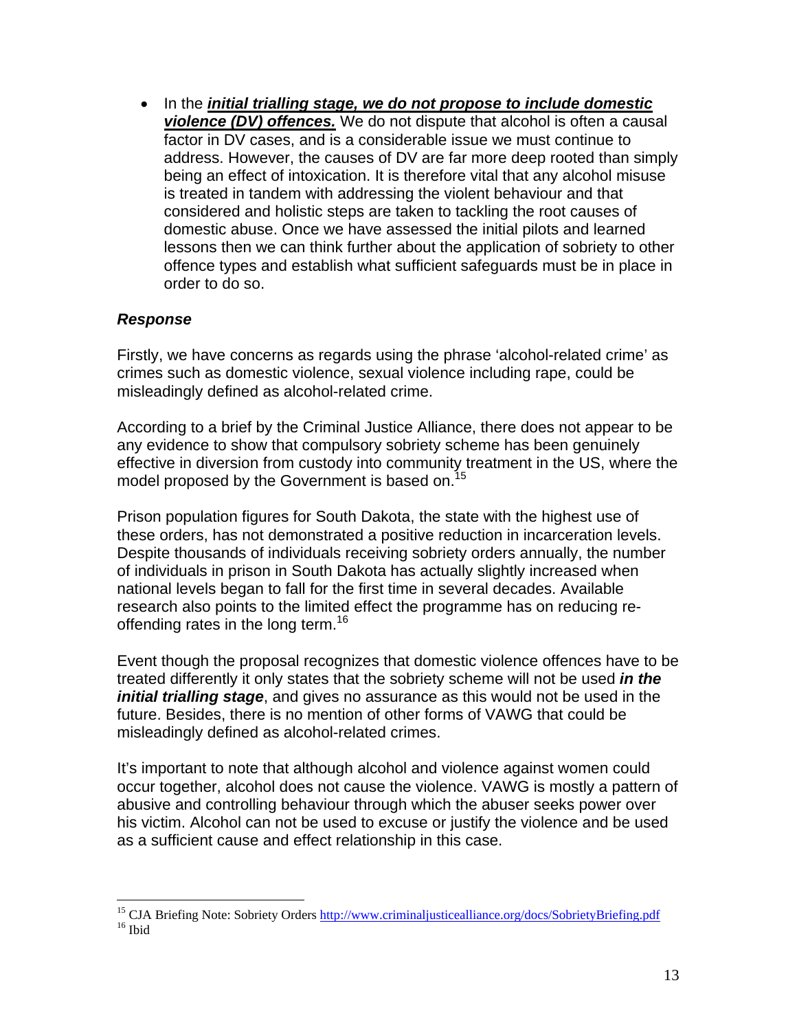- In the ***initial trialling stage, we do not propose to include domestic violence (DV) offences.*** We do not dispute that alcohol is often a causal factor in DV cases, and is a considerable issue we must continue to address. However, the causes of DV are far more deep rooted than simply being an effect of intoxication. It is therefore vital that any alcohol misuse is treated in tandem with addressing the violent behaviour and that considered and holistic steps are taken to tackling the root causes of domestic abuse. Once we have assessed the initial pilots and learned lessons then we can think further about the application of sobriety to other offence types and establish what sufficient safeguards must be in place in order to do so.

***Response***

Firstly, we have concerns as regards using the phrase 'alcohol-related crime' as crimes such as domestic violence, sexual violence including rape, could be misleadingly defined as alcohol-related crime.

According to a brief by the Criminal Justice Alliance, there does not appear to be any evidence to show that compulsory sobriety scheme has been genuinely effective in diversion from custody into community treatment in the US, where the model proposed by the Government is based on.[15]

Prison population figures for South Dakota, the state with the highest use of these orders, has not demonstrated a positive reduction in incarceration levels. Despite thousands of individuals receiving sobriety orders annually, the number of individuals in prison in South Dakota has actually slightly increased when national levels began to fall for the first time in several decades. Available research also points to the limited effect the programme has on reducing re-offending rates in the long term.[16]

Event though the proposal recognizes that domestic violence offences have to be treated differently it only states that the sobriety scheme will not be used ***in the initial trialling stage***, and gives no assurance as this would not be used in the future. Besides, there is no mention of other forms of VAWG that could be misleadingly defined as alcohol-related crimes.

It's important to note that although alcohol and violence against women could occur together, alcohol does not cause the violence. VAWG is mostly a pattern of abusive and controlling behaviour through which the abuser seeks power over his victim. Alcohol can not be used to excuse or justify the violence and be used as a sufficient cause and effect relationship in this case.

---

[15] CJA Briefing Note: Sobriety Orders http://www.criminaljusticealliance.org/docs/SobrietyBriefing.pdf

[16] Ibid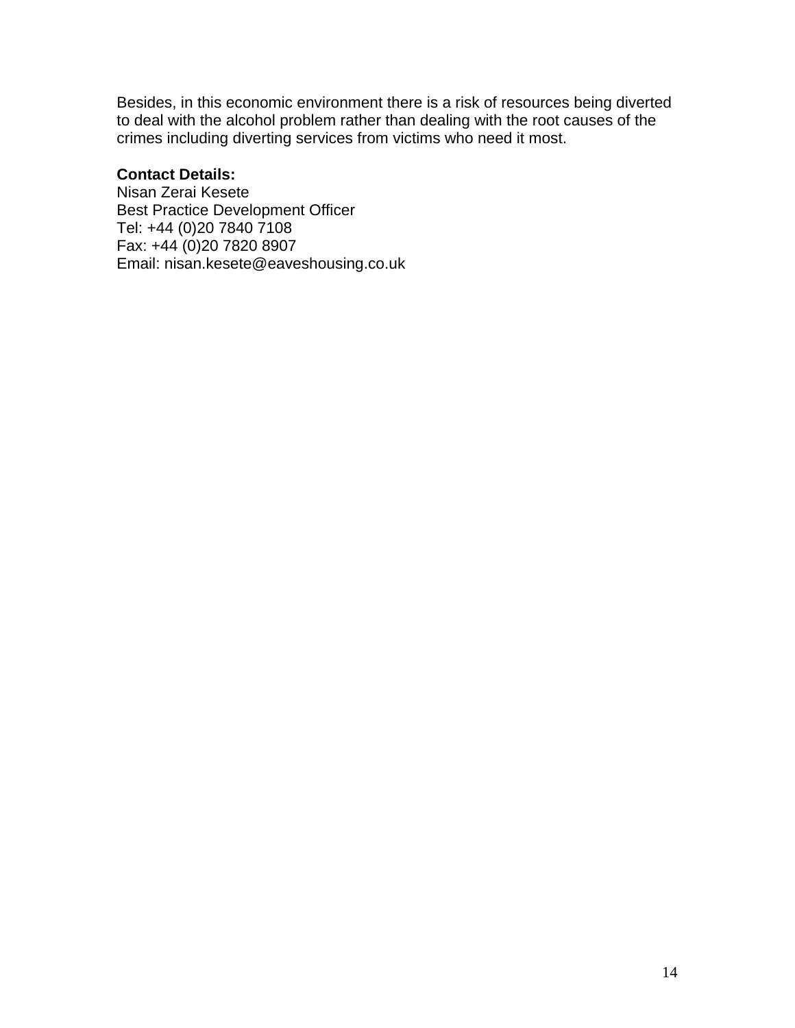Besides, in this economic environment there is a risk of resources being diverted to deal with the alcohol problem rather than dealing with the root causes of the crimes including diverting services from victims who need it most.

**Contact Details:**
Nisan Zerai Kesete
Best Practice Development Officer
Tel: +44 (0)20 7840 7108
Fax: +44 (0)20 7820 8907
Email: nisan.kesete@eaveshousing.co.uk